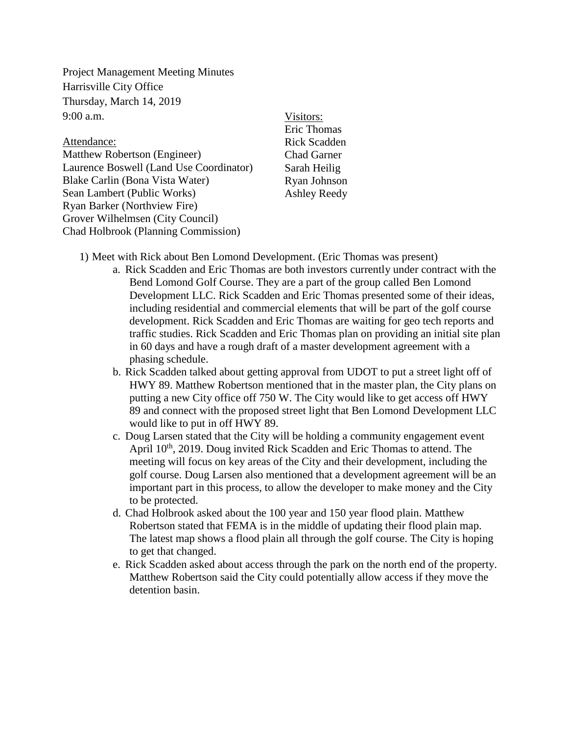Project Management Meeting Minutes
Harrisville City Office
Thursday, March 14, 2019
9:00 a.m.

Attendance:
Matthew Robertson (Engineer)
Laurence Boswell (Land Use Coordinator)
Blake Carlin (Bona Vista Water)
Sean Lambert (Public Works)
Ryan Barker (Northview Fire)
Grover Wilhelmsen (City Council)
Chad Holbrook (Planning Commission)

Visitors:
Eric Thomas
Rick Scadden
Chad Garner
Sarah Heilig
Ryan Johnson
Ashley Reedy

1) Meet with Rick about Ben Lomond Development. (Eric Thomas was present)
   a. Rick Scadden and Eric Thomas are both investors currently under contract with the Bend Lomond Golf Course. They are a part of the group called Ben Lomond Development LLC. Rick Scadden and Eric Thomas presented some of their ideas, including residential and commercial elements that will be part of the golf course development. Rick Scadden and Eric Thomas are waiting for geo tech reports and traffic studies. Rick Scadden and Eric Thomas plan on providing an initial site plan in 60 days and have a rough draft of a master development agreement with a phasing schedule.
   b. Rick Scadden talked about getting approval from UDOT to put a street light off of HWY 89. Matthew Robertson mentioned that in the master plan, the City plans on putting a new City office off 750 W. The City would like to get access off HWY 89 and connect with the proposed street light that Ben Lomond Development LLC would like to put in off HWY 89.
   c. Doug Larsen stated that the City will be holding a community engagement event April 10th, 2019. Doug invited Rick Scadden and Eric Thomas to attend. The meeting will focus on key areas of the City and their development, including the golf course. Doug Larsen also mentioned that a development agreement will be an important part in this process, to allow the developer to make money and the City to be protected.
   d. Chad Holbrook asked about the 100 year and 150 year flood plain. Matthew Robertson stated that FEMA is in the middle of updating their flood plain map. The latest map shows a flood plain all through the golf course. The City is hoping to get that changed.
   e. Rick Scadden asked about access through the park on the north end of the property. Matthew Robertson said the City could potentially allow access if they move the detention basin.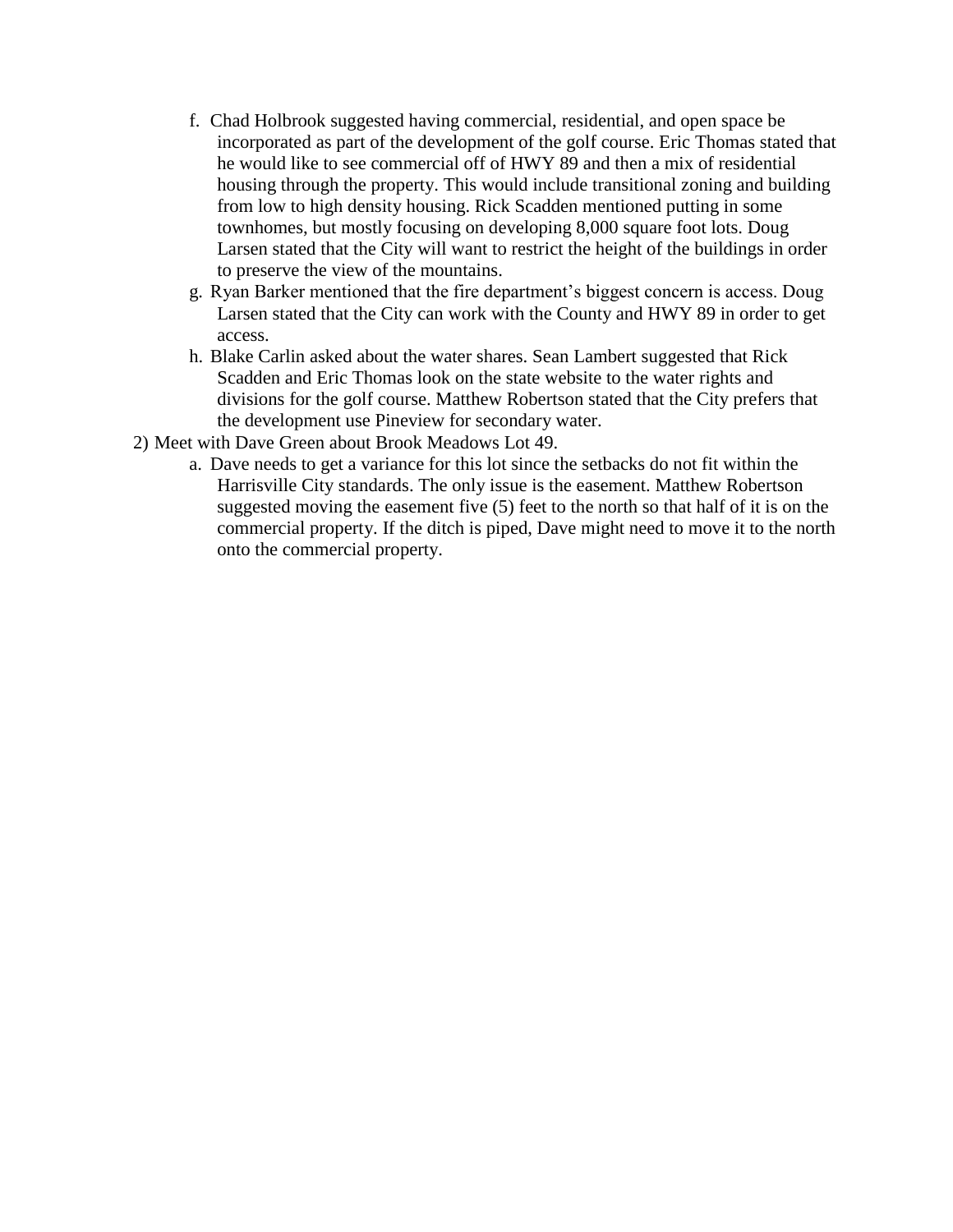f. Chad Holbrook suggested having commercial, residential, and open space be incorporated as part of the development of the golf course. Eric Thomas stated that he would like to see commercial off of HWY 89 and then a mix of residential housing through the property. This would include transitional zoning and building from low to high density housing. Rick Scadden mentioned putting in some townhomes, but mostly focusing on developing 8,000 square foot lots. Doug Larsen stated that the City will want to restrict the height of the buildings in order to preserve the view of the mountains.

g. Ryan Barker mentioned that the fire department's biggest concern is access. Doug Larsen stated that the City can work with the County and HWY 89 in order to get access.

h. Blake Carlin asked about the water shares. Sean Lambert suggested that Rick Scadden and Eric Thomas look on the state website to the water rights and divisions for the golf course. Matthew Robertson stated that the City prefers that the development use Pineview for secondary water.

2) Meet with Dave Green about Brook Meadows Lot 49.

   a. Dave needs to get a variance for this lot since the setbacks do not fit within the Harrisville City standards. The only issue is the easement. Matthew Robertson suggested moving the easement five (5) feet to the north so that half of it is on the commercial property. If the ditch is piped, Dave might need to move it to the north onto the commercial property.